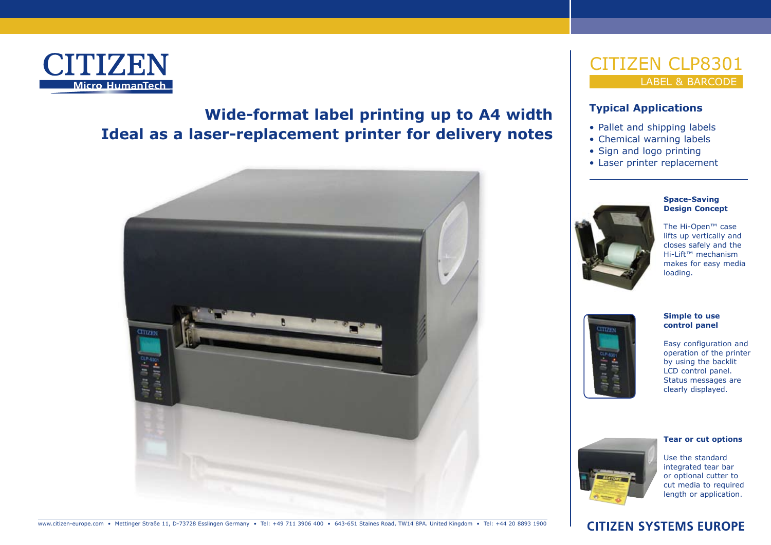CITIZEN
Micro HumanTech

# Wide-format label printing up to A4 width
# Ideal as a laser-replacement printer for delivery notes

## CITIZEN CLP8301

LABEL & BARCODE

### Typical Applications

- Pallet and shipping labels
- Chemical warning labels
- Sign and logo printing
- Laser printer replacement

**Space-Saving Design Concept**

The Hi-Open™ case lifts up vertically and closes safely and the Hi-Lift™ mechanism makes for easy media loading.

**Simple to use control panel**

Easy configuration and operation of the printer by using the backlit LCD control panel. Status messages are clearly displayed.

**Tear or cut options**

Use the standard integrated tear bar or optional cutter to cut media to required length or application.

www.citizen-europe.com • Mettinger Straße 11, D-73728 Esslingen Germany • Tel: +49 711 3906 400 • 643-651 Staines Road, TW14 8PA. United Kingdom • Tel: +44 20 8893 1900

CITIZEN SYSTEMS EUROPE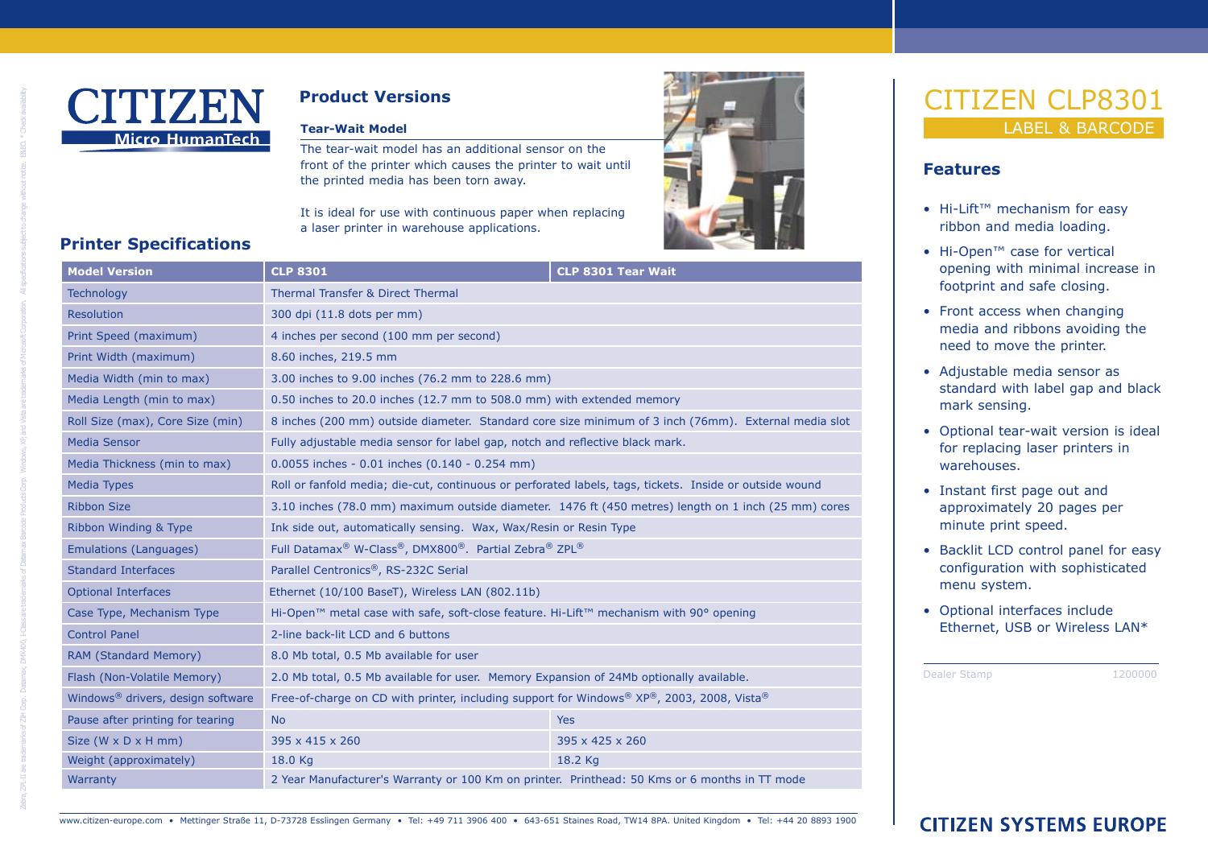CITIZEN

Micro HumanTech

# CITIZEN CLP8301

LABEL & BARCODE

## Product Versions

### Tear-Wait Model

The tear-wait model has an additional sensor on the front of the printer which causes the printer to wait until the printed media has been torn away.

It is ideal for use with continuous paper when replacing a laser printer in warehouse applications.

## Printer Specifications

| Model Version | CLP 8301 | CLP 8301 Tear Wait |
|---|---|---|
| Technology | Thermal Transfer & Direct Thermal | |
| Resolution | 300 dpi (11.8 dots per mm) | |
| Print Speed (maximum) | 4 inches per second (100 mm per second) | |
| Print Width (maximum) | 8.60 inches, 219.5 mm | |
| Media Width (min to max) | 3.00 inches to 9.00 inches (76.2 mm to 228.6 mm) | |
| Media Length (min to max) | 0.50 inches to 20.0 inches (12.7 mm to 508.0 mm) with extended memory | |
| Roll Size (max), Core Size (min) | 8 inches (200 mm) outside diameter. Standard core size minimum of 3 inch (76mm). External media slot | |
| Media Sensor | Fully adjustable media sensor for label gap, notch and reflective black mark. | |
| Media Thickness (min to max) | 0.0055 inches - 0.01 inches (0.140 - 0.254 mm) | |
| Media Types | Roll or fanfold media; die-cut, continuous or perforated labels, tags, tickets. Inside or outside wound | |
| Ribbon Size | 3.10 inches (78.0 mm) maximum outside diameter. 1476 ft (450 metres) length on 1 inch (25 mm) cores | |
| Ribbon Winding & Type | Ink side out, automatically sensing. Wax, Wax/Resin or Resin Type | |
| Emulations (Languages) | Full Datamax® W-Class®, DMX800®. Partial Zebra® ZPL® | |
| Standard Interfaces | Parallel Centronics®, RS-232C Serial | |
| Optional Interfaces | Ethernet (10/100 BaseT), Wireless LAN (802.11b) | |
| Case Type, Mechanism Type | Hi-Open™ metal case with safe, soft-close feature. Hi-Lift™ mechanism with 90° opening | |
| Control Panel | 2-line back-lit LCD and 6 buttons | |
| RAM (Standard Memory) | 8.0 Mb total, 0.5 Mb available for user | |
| Flash (Non-Volatile Memory) | 2.0 Mb total, 0.5 Mb available for user. Memory Expansion of 24Mb optionally available. | |
| Windows® drivers, design software | Free-of-charge on CD with printer, including support for Windows® XP®, 2003, 2008, Vista® | |
| Pause after printing for tearing | No | Yes |
| Size (W x D x H mm) | 395 x 415 x 260 | 395 x 425 x 260 |
| Weight (approximately) | 18.0 Kg | 18.2 Kg |
| Warranty | 2 Year Manufacturer's Warranty or 100 Km on printer. Printhead: 50 Kms or 6 months in TT mode | |

## Features

- Hi-Lift™ mechanism for easy ribbon and media loading.
- Hi-Open™ case for vertical opening with minimal increase in footprint and safe closing.
- Front access when changing media and ribbons avoiding the need to move the printer.
- Adjustable media sensor as standard with label gap and black mark sensing.
- Optional tear-wait version is ideal for replacing laser printers in warehouses.
- Instant first page out and approximately 20 pages per minute print speed.
- Backlit LCD control panel for easy configuration with sophisticated menu system.
- Optional interfaces include Ethernet, USB or Wireless LAN*

Dealer Stamp 1200000

www.citizen-europe.com • Mettinger Straße 11, D-73728 Esslingen Germany • Tel: +49 711 3906 400 • 643-651 Staines Road, TW14 8PA. United Kingdom • Tel: +44 20 8893 1900

CITIZEN SYSTEMS EUROPE